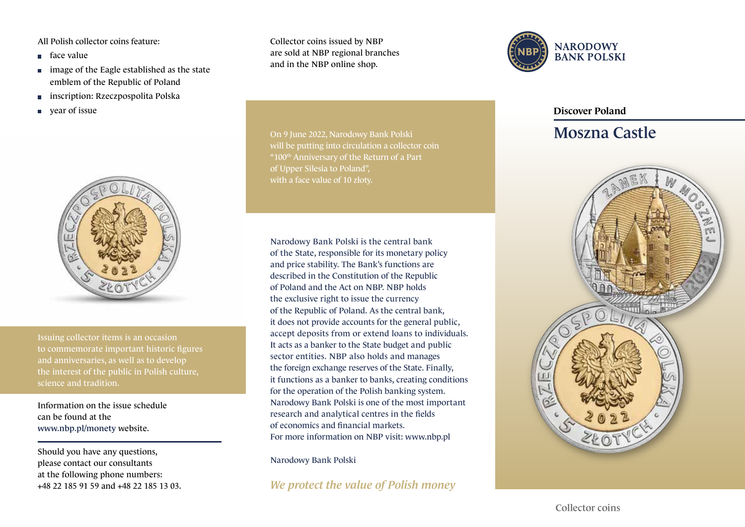All Polish collector coins feature:

- face value
- image of the Eagle established as the state emblem of the Republic of Poland
- inscription: Rzeczpospolita Polska
- year of issue

Issuing collector items is an occasion to commemorate important historic figures and anniversaries, as well as to develop the interest of the public in Polish culture, science and tradition.

Information on the issue schedule can be found at the www.nbp.pl/monety website.

Should you have any questions, please contact our consultants at the following phone numbers: +48 22 185 91 59 and +48 22 185 13 03.

Collector coins issued by NBP are sold at NBP regional branches and in the NBP online shop.

On 9 June 2022, Narodowy Bank Polski will be putting into circulation a collector coin "100th Anniversary of the Return of a Part of Upper Silesia to Poland", with a face value of 10 złoty.

Narodowy Bank Polski is the central bank of the State, responsible for its monetary policy and price stability. The Bank's functions are described in the Constitution of the Republic of Poland and the Act on NBP. NBP holds the exclusive right to issue the currency of the Republic of Poland. As the central bank, it does not provide accounts for the general public, accept deposits from or extend loans to individuals. It acts as a banker to the State budget and public sector entities. NBP also holds and manages the foreign exchange reserves of the State. Finally, it functions as a banker to banks, creating conditions for the operation of the Polish banking system. Narodowy Bank Polski is one of the most important research and analytical centres in the fields of economics and financial markets. For more information on NBP visit: www.nbp.pl

Narodowy Bank Polski

*We protect the value of Polish money*

NARODOWY BANK POLSKI

**Discover Poland**

# Moszna Castle

Collector coins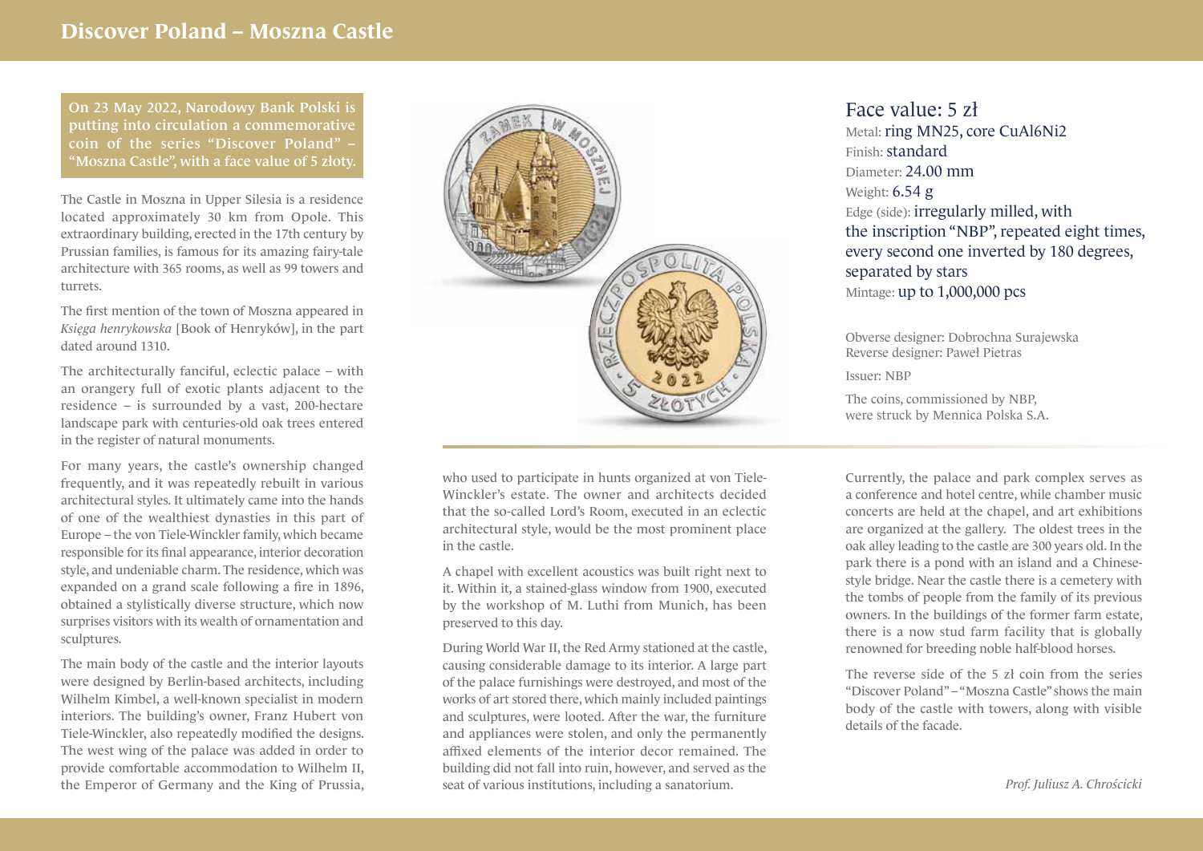# Discover Poland – Moszna Castle

**On 23 May 2022, Narodowy Bank Polski is putting into circulation a commemorative coin of the series "Discover Poland" – "Moszna Castle", with a face value of 5 złoty.**

The Castle in Moszna in Upper Silesia is a residence located approximately 30 km from Opole. This extraordinary building, erected in the 17th century by Prussian families, is famous for its amazing fairy-tale architecture with 365 rooms, as well as 99 towers and turrets.

The first mention of the town of Moszna appeared in *Księga henrykowska* [Book of Henryków], in the part dated around 1310.

The architecturally fanciful, eclectic palace – with an orangery full of exotic plants adjacent to the residence – is surrounded by a vast, 200-hectare landscape park with centuries-old oak trees entered in the register of natural monuments.

For many years, the castle's ownership changed frequently, and it was repeatedly rebuilt in various architectural styles. It ultimately came into the hands of one of the wealthiest dynasties in this part of Europe – the von Tiele-Winckler family, which became responsible for its final appearance, interior decoration style, and undeniable charm. The residence, which was expanded on a grand scale following a fire in 1896, obtained a stylistically diverse structure, which now surprises visitors with its wealth of ornamentation and sculptures.

The main body of the castle and the interior layouts were designed by Berlin-based architects, including Wilhelm Kimbel, a well-known specialist in modern interiors. The building's owner, Franz Hubert von Tiele-Winckler, also repeatedly modified the designs. The west wing of the palace was added in order to provide comfortable accommodation to Wilhelm II, the Emperor of Germany and the King of Prussia, who used to participate in hunts organized at von Tiele-Winckler's estate. The owner and architects decided that the so-called Lord's Room, executed in an eclectic architectural style, would be the most prominent place in the castle.

A chapel with excellent acoustics was built right next to it. Within it, a stained-glass window from 1900, executed by the workshop of M. Luthi from Munich, has been preserved to this day.

During World War II, the Red Army stationed at the castle, causing considerable damage to its interior. A large part of the palace furnishings were destroyed, and most of the works of art stored there, which mainly included paintings and sculptures, were looted. After the war, the furniture and appliances were stolen, and only the permanently affixed elements of the interior decor remained. The building did not fall into ruin, however, and served as the seat of various institutions, including a sanatorium.

Currently, the palace and park complex serves as a conference and hotel centre, while chamber music concerts are held at the chapel, and art exhibitions are organized at the gallery. The oldest trees in the oak alley leading to the castle are 300 years old. In the park there is a pond with an island and a Chinese-style bridge. Near the castle there is a cemetery with the tombs of people from the family of its previous owners. In the buildings of the former farm estate, there is a now stud farm facility that is globally renowned for breeding noble half-blood horses.

The reverse side of the 5 zł coin from the series "Discover Poland" – "Moszna Castle" shows the main body of the castle with towers, along with visible details of the facade.

*Prof. Juliusz A. Chrościcki*

## Face value: 5 zł

Metal: ring MN25, core CuAl6Ni2
Finish: standard
Diameter: 24.00 mm
Weight: 6.54 g
Edge (side): irregularly milled, with the inscription "NBP", repeated eight times, every second one inverted by 180 degrees, separated by stars
Mintage: up to 1,000,000 pcs

Obverse designer: Dobrochna Surajewska
Reverse designer: Paweł Pietras

Issuer: NBP

The coins, commissioned by NBP, were struck by Mennica Polska S.A.